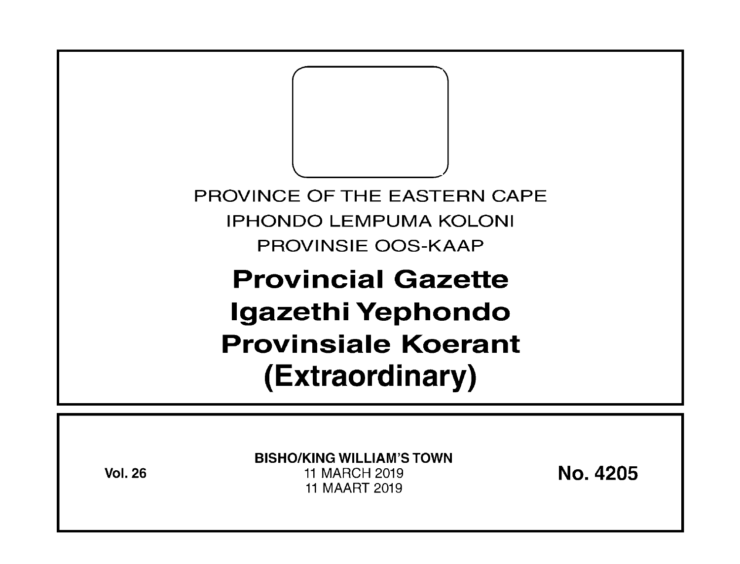PROVINCE OF THE EASTERN CAPE

IPHONDO LEMPUMA KOLONI

PROVINSIE OOS-KAAP

# Provincial Gazette
# Igazethi Yephondo
# Provinsiale Koerant
# (Extraordinary)

**Vol. 26**

**BISHO/KING WILLIAM'S TOWN**

11 MARCH 2019

11 MAART 2019

**No. 4205**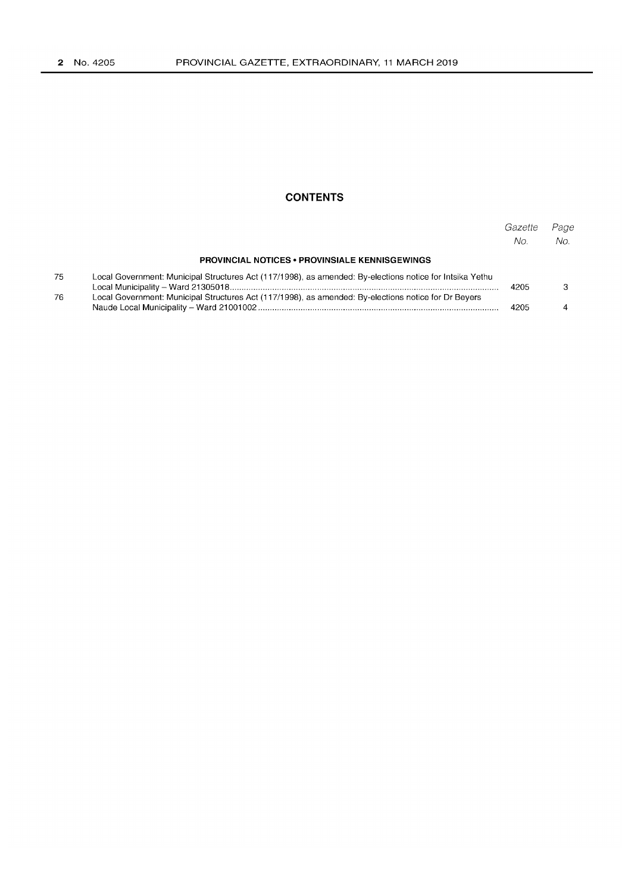## CONTENTS

| | | Gazette No. | Page No. |
|---|---|---|---|
| | **PROVINCIAL NOTICES • PROVINSIALE KENNISGEWINGS** | | |
| 75 | Local Government: Municipal Structures Act (117/1998), as amended: By-elections notice for Intsika Yethu Local Municipality – Ward 21305018 | 4205 | 3 |
| 76 | Local Government: Municipal Structures Act (117/1998), as amended: By-elections notice for Dr Beyers Naude Local Municipality – Ward 21001002 | 4205 | 4 |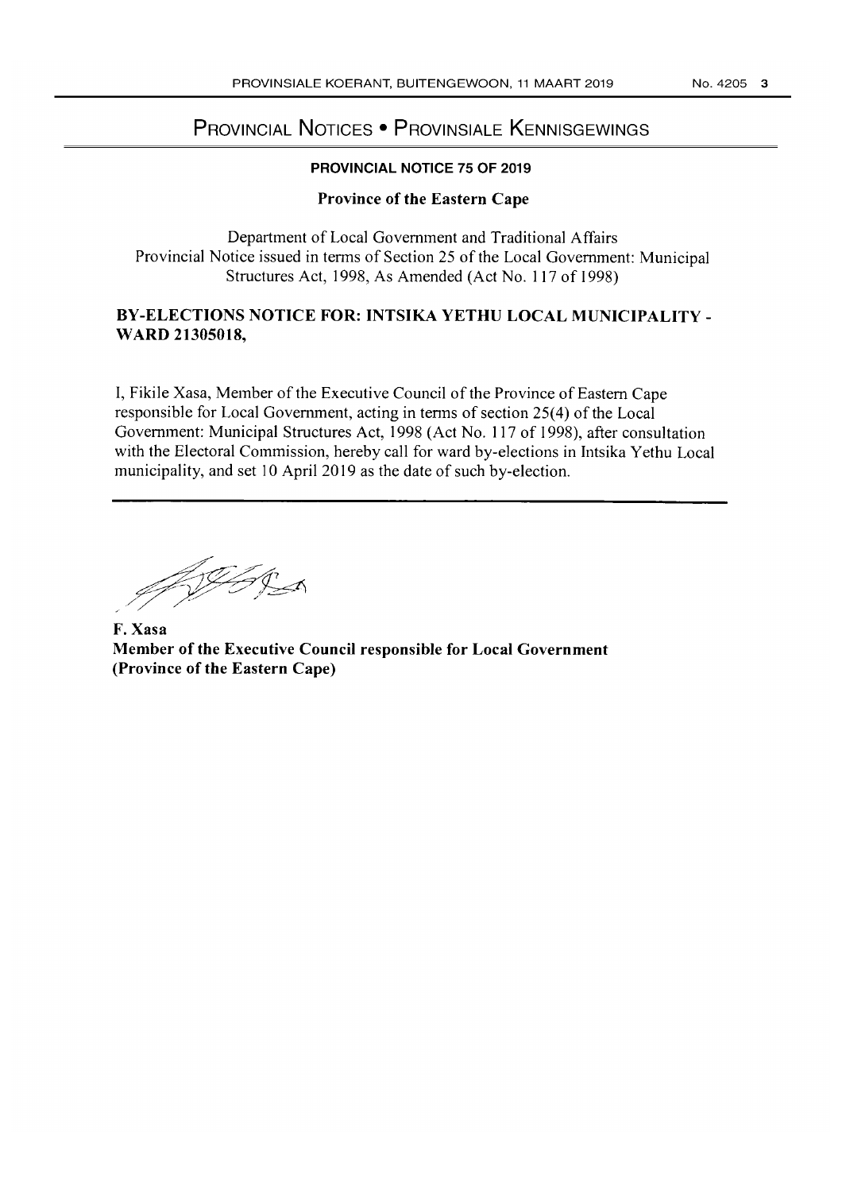# Provincial Notices • Provinsiale Kennisgewings

## PROVINCIAL NOTICE 75 OF 2019

### Province of the Eastern Cape

Department of Local Government and Traditional Affairs
Provincial Notice issued in terms of Section 25 of the Local Government: Municipal Structures Act, 1998, As Amended (Act No. 117 of 1998)

### BY-ELECTIONS NOTICE FOR: INTSIKA YETHU LOCAL MUNICIPALITY - WARD 21305018,

I, Fikile Xasa, Member of the Executive Council of the Province of Eastern Cape responsible for Local Government, acting in terms of section 25(4) of the Local Government: Municipal Structures Act, 1998 (Act No. 117 of 1998), after consultation with the Electoral Commission, hereby call for ward by-elections in Intsika Yethu Local municipality, and set 10 April 2019 as the date of such by-election.

**F. Xasa**
**Member of the Executive Council responsible for Local Government**
**(Province of the Eastern Cape)**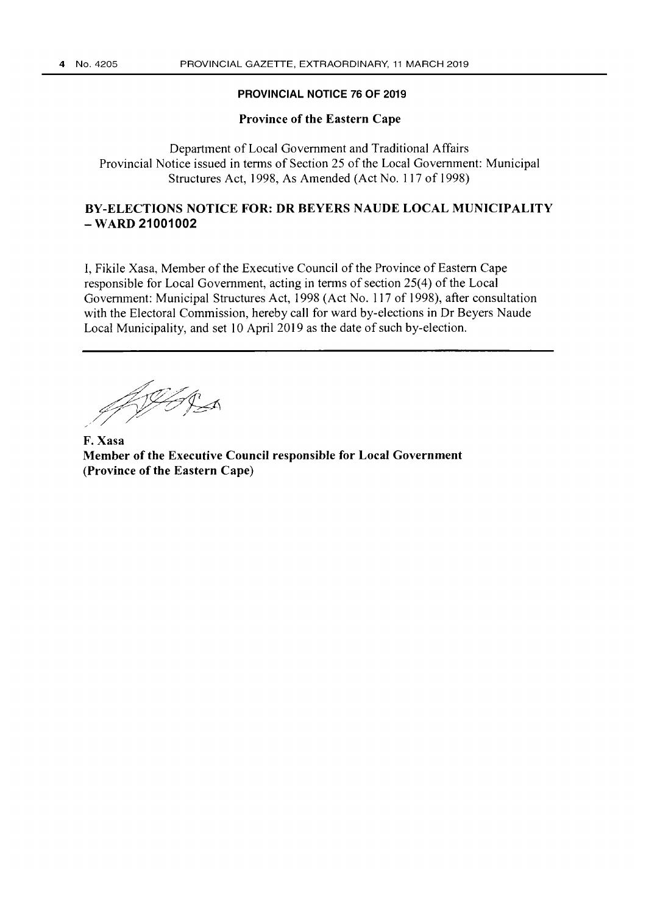**PROVINCIAL NOTICE 76 OF 2019**

**Province of the Eastern Cape**

Department of Local Government and Traditional Affairs
Provincial Notice issued in terms of Section 25 of the Local Government: Municipal Structures Act, 1998, As Amended (Act No. 117 of 1998)

## BY-ELECTIONS NOTICE FOR: DR BEYERS NAUDE LOCAL MUNICIPALITY – WARD 21001002

I, Fikile Xasa, Member of the Executive Council of the Province of Eastern Cape responsible for Local Government, acting in terms of section 25(4) of the Local Government: Municipal Structures Act, 1998 (Act No. 117 of 1998), after consultation with the Electoral Commission, hereby call for ward by-elections in Dr Beyers Naude Local Municipality, and set 10 April 2019 as the date of such by-election.

---

**F. Xasa**
**Member of the Executive Council responsible for Local Government**
**(Province of the Eastern Cape)**